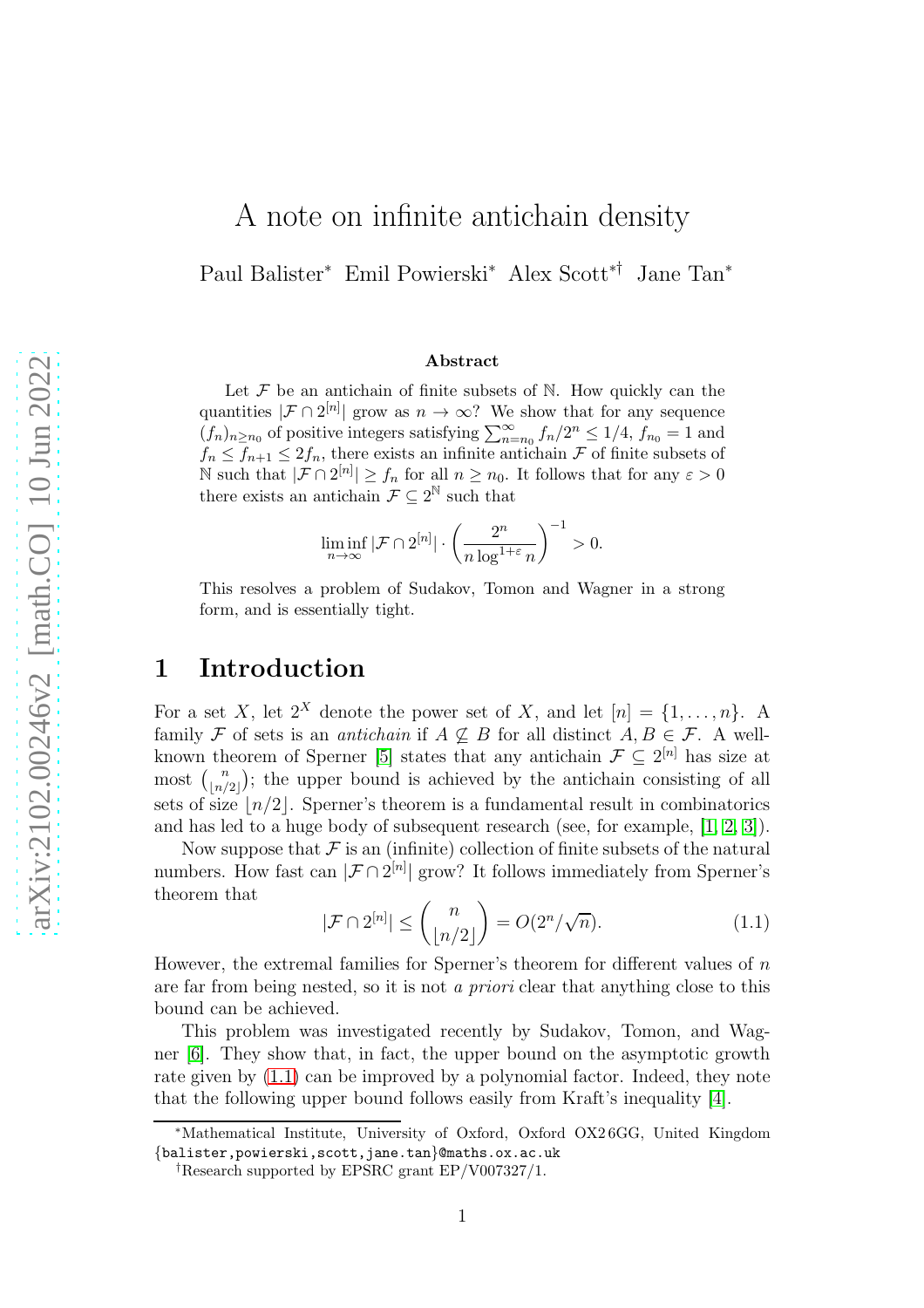# A note on infinite antichain density

Paul Balister* Emil Powierski* Alex Scott*† Jane Tan*

### Abstract

Let $\mathcal{F}$ be an antichain of finite subsets of $\mathbb{N}$. How quickly can the quantities $|\mathcal{F} \cap 2^{[n]}|$ grow as $n \to \infty$? We show that for any sequence $(f_n)_{n \geq n_0}$ of positive integers satisfying $\sum_{n=n_0}^{\infty} f_n/2^n \leq 1/4$, $f_{n_0} = 1$ and $f_n \leq f_{n+1} \leq 2f_n$, there exists an infinite antichain $\mathcal{F}$ of finite subsets of $\mathbb{N}$ such that $|\mathcal{F} \cap 2^{[n]}| \geq f_n$ for all $n \geq n_0$. It follows that for any $\varepsilon > 0$ there exists an antichain $\mathcal{F} \subseteq 2^{\mathbb{N}}$ such that

$$\liminf_{n \to \infty} |\mathcal{F} \cap 2^{[n]}| \cdot \left( \frac{2^n}{n \log^{1+\varepsilon} n} \right)^{-1} > 0.$$

This resolves a problem of Sudakov, Tomon and Wagner in a strong form, and is essentially tight.

## 1 Introduction

For a set $X$, let $2^X$ denote the power set of $X$, and let $[n] = \{1, \ldots, n\}$. A family $\mathcal{F}$ of sets is an *antichain* if $A \not\subseteq B$ for all distinct $A, B \in \mathcal{F}$. A well-known theorem of Sperner [5] states that any antichain $\mathcal{F} \subseteq 2^{[n]}$ has size at most $\binom{n}{\lfloor n/2 \rfloor}$; the upper bound is achieved by the antichain consisting of all sets of size $\lfloor n/2 \rfloor$. Sperner's theorem is a fundamental result in combinatorics and has led to a huge body of subsequent research (see, for example, [1, 2, 3]).

Now suppose that $\mathcal{F}$ is an (infinite) collection of finite subsets of the natural numbers. How fast can $|\mathcal{F} \cap 2^{[n]}|$ grow? It follows immediately from Sperner's theorem that

$$|\mathcal{F} \cap 2^{[n]}| \leq \binom{n}{\lfloor n/2 \rfloor} = O(2^n/\sqrt{n}). \tag{1.1}$$

However, the extremal families for Sperner's theorem for different values of $n$ are far from being nested, so it is not *a priori* clear that anything close to this bound can be achieved.

This problem was investigated recently by Sudakov, Tomon, and Wagner [6]. They show that, in fact, the upper bound on the asymptotic growth rate given by (1.1) can be improved by a polynomial factor. Indeed, they note that the following upper bound follows easily from Kraft's inequality [4].

---

*Mathematical Institute, University of Oxford, Oxford OX2 6GG, United Kingdom {balister,powierski,scott,jane.tan}@maths.ox.ac.uk

†Research supported by EPSRC grant EP/V007327/1.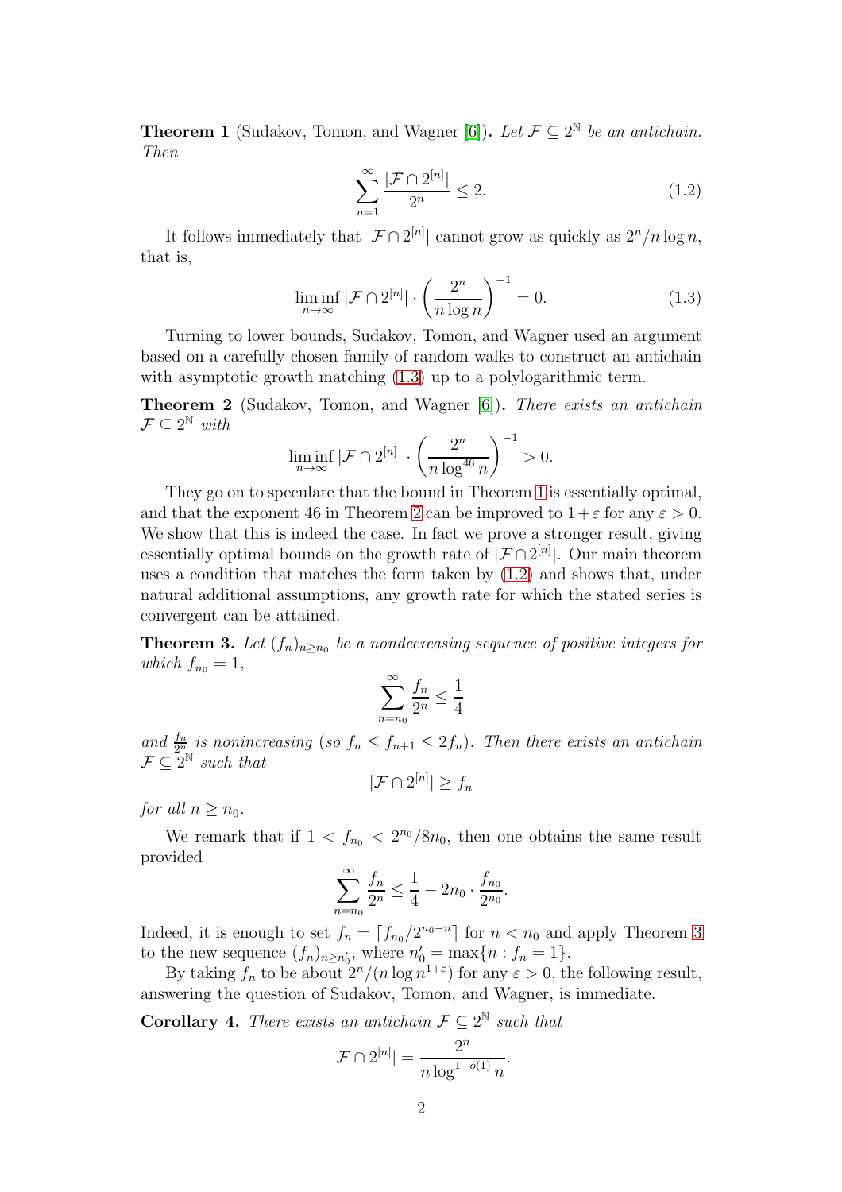**Theorem 1** (Sudakov, Tomon, and Wagner [6])**.** *Let $\mathcal{F} \subseteq 2^{\mathbb{N}}$ be an antichain. Then*

$$\sum_{n=1}^{\infty} \frac{|\mathcal{F} \cap 2^{[n]}|}{2^n} \leq 2. \tag{1.2}$$

It follows immediately that $|\mathcal{F} \cap 2^{[n]}|$ cannot grow as quickly as $2^n/n \log n$, that is,

$$\liminf_{n\to\infty} |\mathcal{F} \cap 2^{[n]}| \cdot \left(\frac{2^n}{n \log n}\right)^{-1} = 0. \tag{1.3}$$

Turning to lower bounds, Sudakov, Tomon, and Wagner used an argument based on a carefully chosen family of random walks to construct an antichain with asymptotic growth matching (1.3) up to a polylogarithmic term.

**Theorem 2** (Sudakov, Tomon, and Wagner [6])**.** *There exists an antichain $\mathcal{F} \subseteq 2^{\mathbb{N}}$ with*

$$\liminf_{n\to\infty} |\mathcal{F} \cap 2^{[n]}| \cdot \left(\frac{2^n}{n \log^{46} n}\right)^{-1} > 0.$$

They go on to speculate that the bound in Theorem 1 is essentially optimal, and that the exponent 46 in Theorem 2 can be improved to $1+\varepsilon$ for any $\varepsilon > 0$. We show that this is indeed the case. In fact we prove a stronger result, giving essentially optimal bounds on the growth rate of $|\mathcal{F} \cap 2^{[n]}|$. Our main theorem uses a condition that matches the form taken by (1.2) and shows that, under natural additional assumptions, any growth rate for which the stated series is convergent can be attained.

**Theorem 3.** *Let $(f_n)_{n \geq n_0}$ be a nondecreasing sequence of positive integers for which $f_{n_0} = 1$,*

$$\sum_{n=n_0}^{\infty} \frac{f_n}{2^n} \leq \frac{1}{4}$$

*and $\frac{f_n}{2^n}$ is nonincreasing (so $f_n \leq f_{n+1} \leq 2f_n$). Then there exists an antichain $\mathcal{F} \subseteq 2^{\mathbb{N}}$ such that*

$$|\mathcal{F} \cap 2^{[n]}| \geq f_n$$

*for all $n \geq n_0$.*

We remark that if $1 < f_{n_0} < 2^{n_0}/8n_0$, then one obtains the same result provided

$$\sum_{n=n_0}^{\infty} \frac{f_n}{2^n} \leq \frac{1}{4} - 2n_0 \cdot \frac{f_{n_0}}{2^{n_0}}.$$

Indeed, it is enough to set $f_n = \lceil f_{n_0}/2^{n_0-n} \rceil$ for $n < n_0$ and apply Theorem 3 to the new sequence $(f_n)_{n \geq n_0'}$, where $n_0' = \max\{n : f_n = 1\}$.

By taking $f_n$ to be about $2^n/(n \log n^{1+\varepsilon})$ for any $\varepsilon > 0$, the following result, answering the question of Sudakov, Tomon, and Wagner, is immediate.

**Corollary 4.** *There exists an antichain $\mathcal{F} \subseteq 2^{\mathbb{N}}$ such that*

$$|\mathcal{F} \cap 2^{[n]}| = \frac{2^n}{n \log^{1+o(1)} n}.$$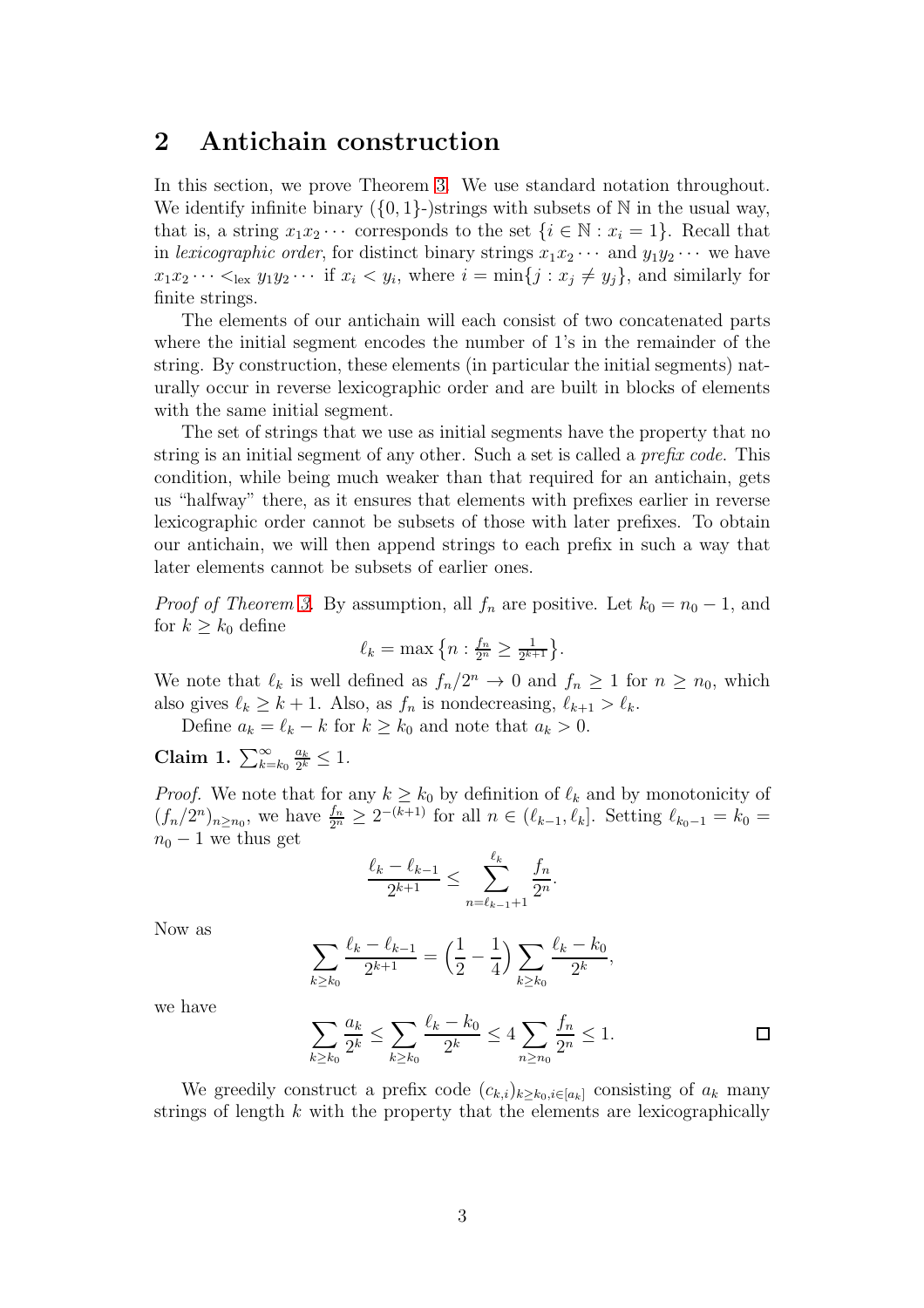## 2 Antichain construction

In this section, we prove Theorem 3. We use standard notation throughout. We identify infinite binary ($\{0,1\}$-)strings with subsets of $\mathbb{N}$ in the usual way, that is, a string $x_1x_2\cdots$ corresponds to the set $\{i \in \mathbb{N} : x_i = 1\}$. Recall that in *lexicographic order*, for distinct binary strings $x_1x_2\cdots$ and $y_1y_2\cdots$ we have $x_1x_2\cdots <_{\text{lex}} y_1y_2\cdots$ if $x_i < y_i$, where $i = \min\{j : x_j \neq y_j\}$, and similarly for finite strings.

The elements of our antichain will each consist of two concatenated parts where the initial segment encodes the number of 1's in the remainder of the string. By construction, these elements (in particular the initial segments) naturally occur in reverse lexicographic order and are built in blocks of elements with the same initial segment.

The set of strings that we use as initial segments have the property that no string is an initial segment of any other. Such a set is called a *prefix code*. This condition, while being much weaker than that required for an antichain, gets us "halfway" there, as it ensures that elements with prefixes earlier in reverse lexicographic order cannot be subsets of those with later prefixes. To obtain our antichain, we will then append strings to each prefix in such a way that later elements cannot be subsets of earlier ones.

*Proof of Theorem 3.* By assumption, all $f_n$ are positive. Let $k_0 = n_0 - 1$, and for $k \geq k_0$ define

$$\ell_k = \max\left\{n : \tfrac{f_n}{2^n} \geq \tfrac{1}{2^{k+1}}\right\}.$$

We note that $\ell_k$ is well defined as $f_n/2^n \to 0$ and $f_n \geq 1$ for $n \geq n_0$, which also gives $\ell_k \geq k+1$. Also, as $f_n$ is nondecreasing, $\ell_{k+1} > \ell_k$.

Define $a_k = \ell_k - k$ for $k \geq k_0$ and note that $a_k > 0$.

**Claim 1.** $\sum_{k=k_0}^{\infty} \frac{a_k}{2^k} \leq 1$.

*Proof.* We note that for any $k \geq k_0$ by definition of $\ell_k$ and by monotonicity of $(f_n/2^n)_{n \geq n_0}$, we have $\frac{f_n}{2^n} \geq 2^{-(k+1)}$ for all $n \in (\ell_{k-1}, \ell_k]$. Setting $\ell_{k_0-1} = k_0 = n_0 - 1$ we thus get

$$\frac{\ell_k - \ell_{k-1}}{2^{k+1}} \leq \sum_{n=\ell_{k-1}+1}^{\ell_k} \frac{f_n}{2^n}.$$

Now as

$$\sum_{k \geq k_0} \frac{\ell_k - \ell_{k-1}}{2^{k+1}} = \left(\frac{1}{2} - \frac{1}{4}\right) \sum_{k \geq k_0} \frac{\ell_k - k_0}{2^k},$$

we have

$$\sum_{k \geq k_0} \frac{a_k}{2^k} \leq \sum_{k \geq k_0} \frac{\ell_k - k_0}{2^k} \leq 4 \sum_{n \geq n_0} \frac{f_n}{2^n} \leq 1.$$

□

We greedily construct a prefix code $(c_{k,i})_{k \geq k_0, i \in [a_k]}$ consisting of $a_k$ many strings of length $k$ with the property that the elements are lexicographically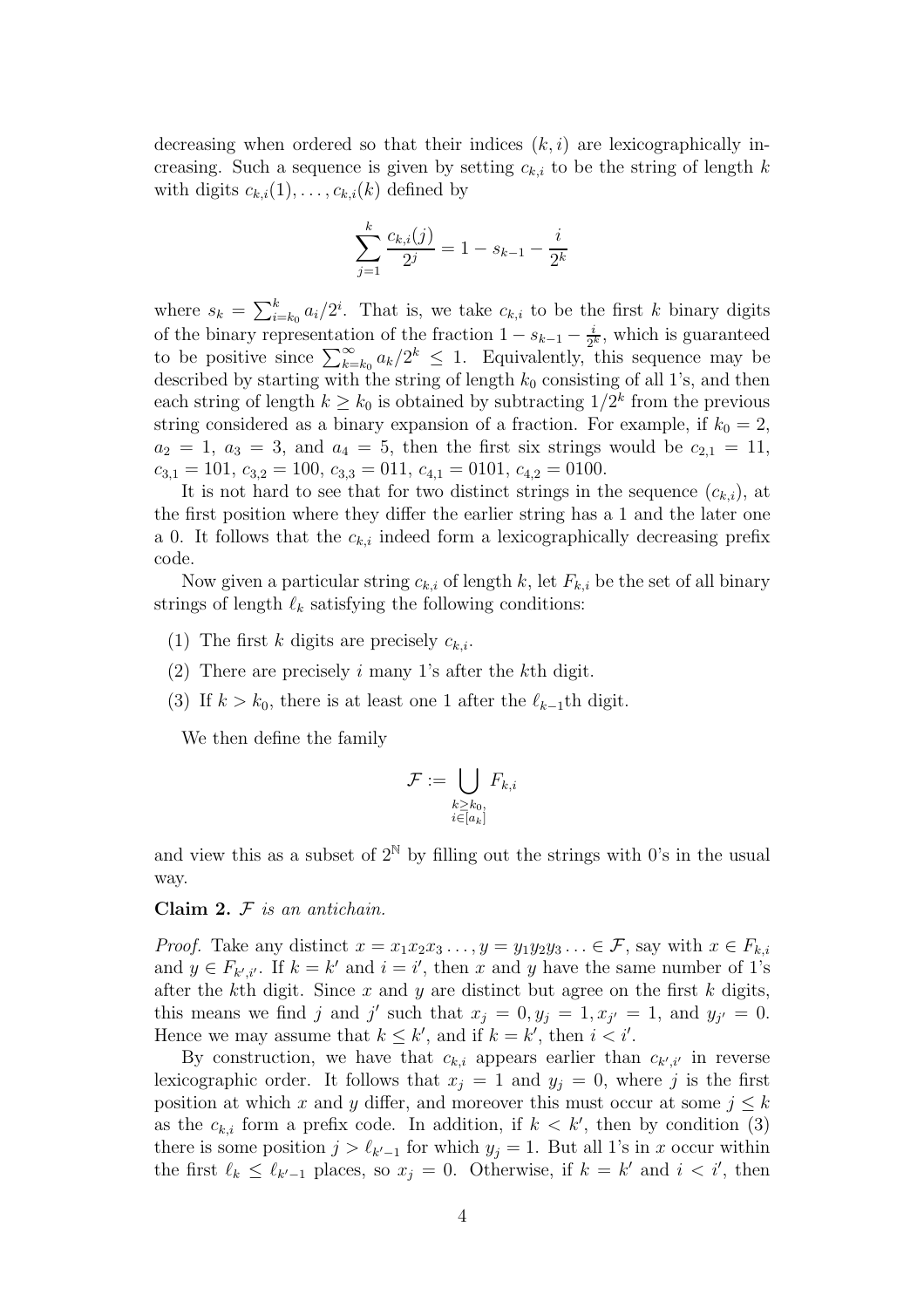decreasing when ordered so that their indices $(k, i)$ are lexicographically increasing. Such a sequence is given by setting $c_{k,i}$ to be the string of length $k$ with digits $c_{k,i}(1), \ldots, c_{k,i}(k)$ defined by

$$\sum_{j=1}^{k} \frac{c_{k,i}(j)}{2^j} = 1 - s_{k-1} - \frac{i}{2^k}$$

where $s_k = \sum_{i=k_0}^{k} a_i/2^i$. That is, we take $c_{k,i}$ to be the first $k$ binary digits of the binary representation of the fraction $1 - s_{k-1} - \frac{i}{2^k}$, which is guaranteed to be positive since $\sum_{k=k_0}^{\infty} a_k/2^k \leq 1$. Equivalently, this sequence may be described by starting with the string of length $k_0$ consisting of all 1's, and then each string of length $k \geq k_0$ is obtained by subtracting $1/2^k$ from the previous string considered as a binary expansion of a fraction. For example, if $k_0 = 2$, $a_2 = 1$, $a_3 = 3$, and $a_4 = 5$, then the first six strings would be $c_{2,1} = 11$, $c_{3,1} = 101$, $c_{3,2} = 100$, $c_{3,3} = 011$, $c_{4,1} = 0101$, $c_{4,2} = 0100$.

It is not hard to see that for two distinct strings in the sequence $(c_{k,i})$, at the first position where they differ the earlier string has a 1 and the later one a 0. It follows that the $c_{k,i}$ indeed form a lexicographically decreasing prefix code.

Now given a particular string $c_{k,i}$ of length $k$, let $F_{k,i}$ be the set of all binary strings of length $\ell_k$ satisfying the following conditions:

(1) The first $k$ digits are precisely $c_{k,i}$.

(2) There are precisely $i$ many 1's after the $k$th digit.

(3) If $k > k_0$, there is at least one 1 after the $\ell_{k-1}$th digit.

We then define the family

$$\mathcal{F} := \bigcup_{\substack{k \geq k_0, \\ i \in [a_k]}} F_{k,i}$$

and view this as a subset of $2^{\mathbb{N}}$ by filling out the strings with 0's in the usual way.

**Claim 2.** *$\mathcal{F}$ is an antichain.*

*Proof.* Take any distinct $x = x_1x_2x_3\ldots, y = y_1y_2y_3\ldots \in \mathcal{F}$, say with $x \in F_{k,i}$ and $y \in F_{k',i'}$. If $k = k'$ and $i = i'$, then $x$ and $y$ have the same number of 1's after the $k$th digit. Since $x$ and $y$ are distinct but agree on the first $k$ digits, this means we find $j$ and $j'$ such that $x_j = 0, y_j = 1, x_{j'} = 1$, and $y_{j'} = 0$. Hence we may assume that $k \leq k'$, and if $k = k'$, then $i < i'$.

By construction, we have that $c_{k,i}$ appears earlier than $c_{k',i'}$ in reverse lexicographic order. It follows that $x_j = 1$ and $y_j = 0$, where $j$ is the first position at which $x$ and $y$ differ, and moreover this must occur at some $j \leq k$ as the $c_{k,i}$ form a prefix code. In addition, if $k < k'$, then by condition (3) there is some position $j > \ell_{k'-1}$ for which $y_j = 1$. But all 1's in $x$ occur within the first $\ell_k \leq \ell_{k'-1}$ places, so $x_j = 0$. Otherwise, if $k = k'$ and $i < i'$, then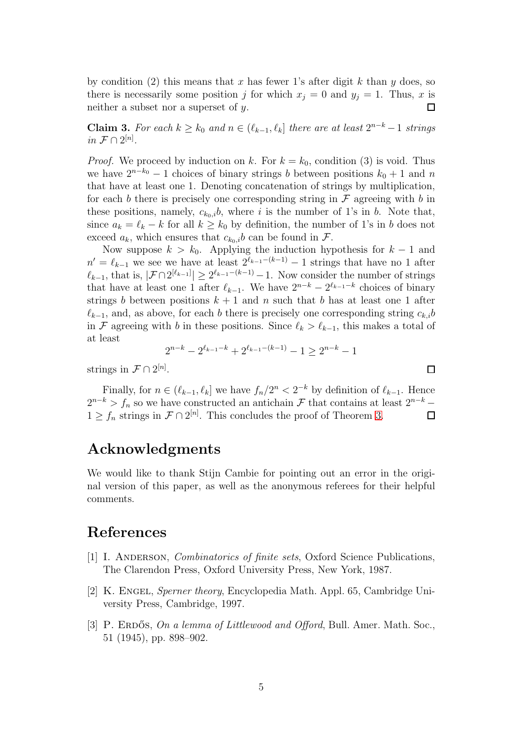by condition (2) this means that $x$ has fewer 1's after digit $k$ than $y$ does, so there is necessarily some position $j$ for which $x_j = 0$ and $y_j = 1$. Thus, $x$ is neither a subset nor a superset of $y$. $\square$

**Claim 3.** *For each $k \geq k_0$ and $n \in (\ell_{k-1}, \ell_k]$ there are at least $2^{n-k} - 1$ strings in $\mathcal{F} \cap 2^{[n]}$.*

*Proof.* We proceed by induction on $k$. For $k = k_0$, condition (3) is void. Thus we have $2^{n-k_0} - 1$ choices of binary strings $b$ between positions $k_0 + 1$ and $n$ that have at least one 1. Denoting concatenation of strings by multiplication, for each $b$ there is precisely one corresponding string in $\mathcal{F}$ agreeing with $b$ in these positions, namely, $c_{k_0,i}b$, where $i$ is the number of 1's in $b$. Note that, since $a_k = \ell_k - k$ for all $k \geq k_0$ by definition, the number of 1's in $b$ does not exceed $a_k$, which ensures that $c_{k_0,i}b$ can be found in $\mathcal{F}$.

Now suppose $k > k_0$. Applying the induction hypothesis for $k - 1$ and $n' = \ell_{k-1}$ we see we have at least $2^{\ell_{k-1}-(k-1)} - 1$ strings that have no 1 after $\ell_{k-1}$, that is, $|\mathcal{F} \cap 2^{[\ell_{k-1}]}| \geq 2^{\ell_{k-1}-(k-1)} - 1$. Now consider the number of strings that have at least one 1 after $\ell_{k-1}$. We have $2^{n-k} - 2^{\ell_{k-1}-k}$ choices of binary strings $b$ between positions $k+1$ and $n$ such that $b$ has at least one 1 after $\ell_{k-1}$, and, as above, for each $b$ there is precisely one corresponding string $c_{k,i}b$ in $\mathcal{F}$ agreeing with $b$ in these positions. Since $\ell_k > \ell_{k-1}$, this makes a total of at least

$$2^{n-k} - 2^{\ell_{k-1}-k} + 2^{\ell_{k-1}-(k-1)} - 1 \geq 2^{n-k} - 1$$

strings in $\mathcal{F} \cap 2^{[n]}$. $\square$

Finally, for $n \in (\ell_{k-1}, \ell_k]$ we have $f_n/2^n < 2^{-k}$ by definition of $\ell_{k-1}$. Hence $2^{n-k} > f_n$ so we have constructed an antichain $\mathcal{F}$ that contains at least $2^{n-k} - 1 \geq f_n$ strings in $\mathcal{F} \cap 2^{[n]}$. This concludes the proof of Theorem 3. $\square$

## Acknowledgments

We would like to thank Stijn Cambie for pointing out an error in the original version of this paper, as well as the anonymous referees for their helpful comments.

## References

[1] I. Anderson, *Combinatorics of finite sets*, Oxford Science Publications, The Clarendon Press, Oxford University Press, New York, 1987.

[2] K. Engel, *Sperner theory*, Encyclopedia Math. Appl. 65, Cambridge University Press, Cambridge, 1997.

[3] P. Erdős, *On a lemma of Littlewood and Offord*, Bull. Amer. Math. Soc., 51 (1945), pp. 898–902.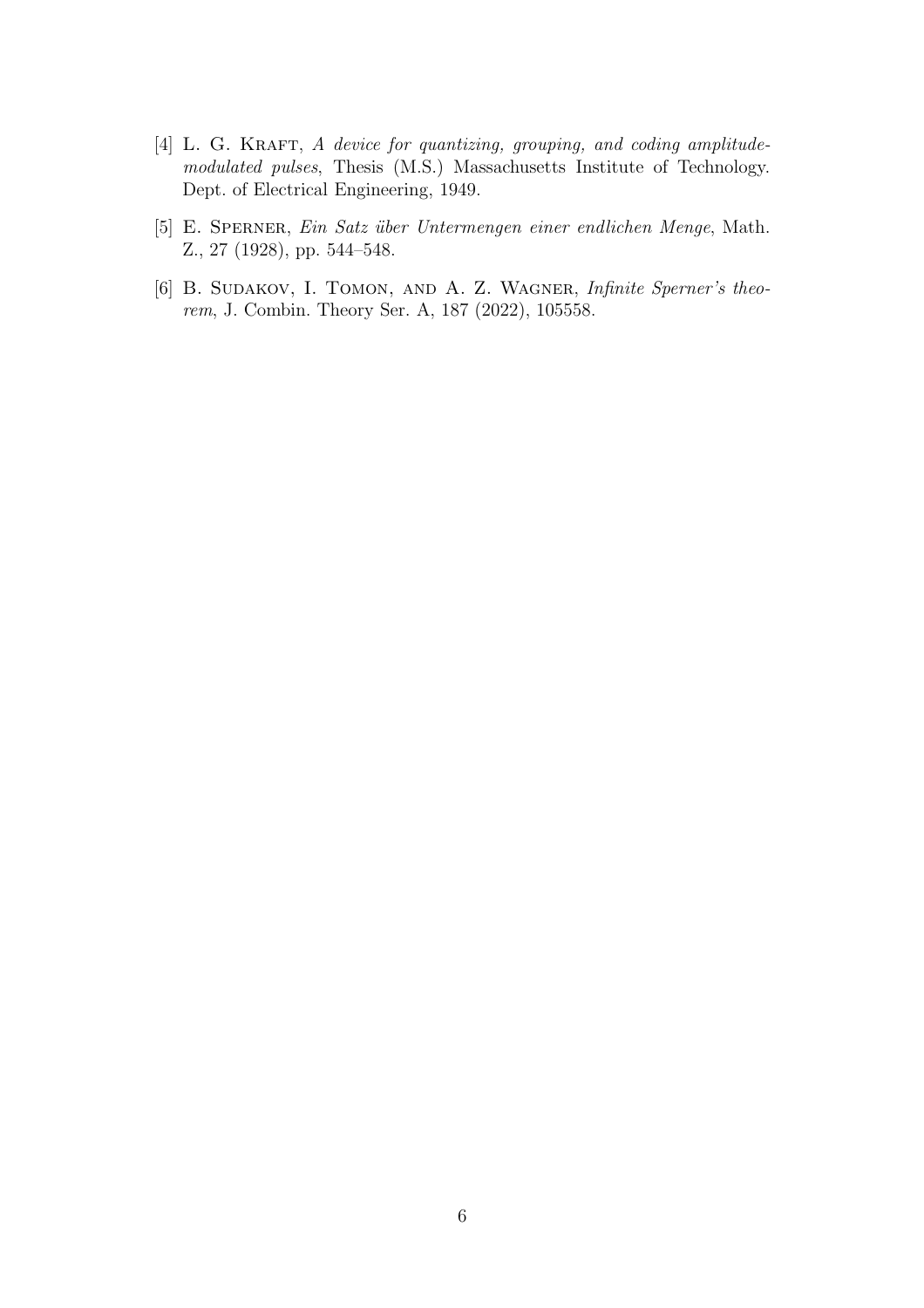[4] L. G. Kraft, *A device for quantizing, grouping, and coding amplitude-modulated pulses*, Thesis (M.S.) Massachusetts Institute of Technology. Dept. of Electrical Engineering, 1949.

[5] E. Sperner, *Ein Satz über Untermengen einer endlichen Menge*, Math. Z., 27 (1928), pp. 544–548.

[6] B. Sudakov, I. Tomon, and A. Z. Wagner, *Infinite Sperner's theorem*, J. Combin. Theory Ser. A, 187 (2022), 105558.